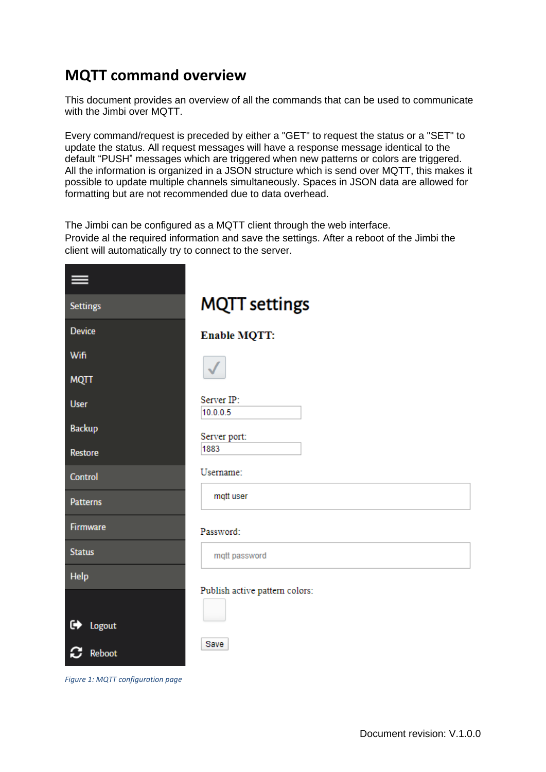# MQTT command overview

This document provides an overview of all the commands that can be used to communicate with the Jimbi over MQTT.

Every command/request is preceded by either a "GET" to request the status or a "SET" to update the status. All request messages will have a response message identical to the default "PUSH" messages which are triggered when new patterns or colors are triggered. All the information is organized in a JSON structure which is send over MQTT, this makes it possible to update multiple channels simultaneously. Spaces in JSON data are allowed for formatting but are not recommended due to data overhead.

The Jimbi can be configured as a MQTT client through the web interface.
Provide al the required information and save the settings. After a reboot of the Jimbi the client will automatically try to connect to the server.

*Figure 1: MQTT configuration page*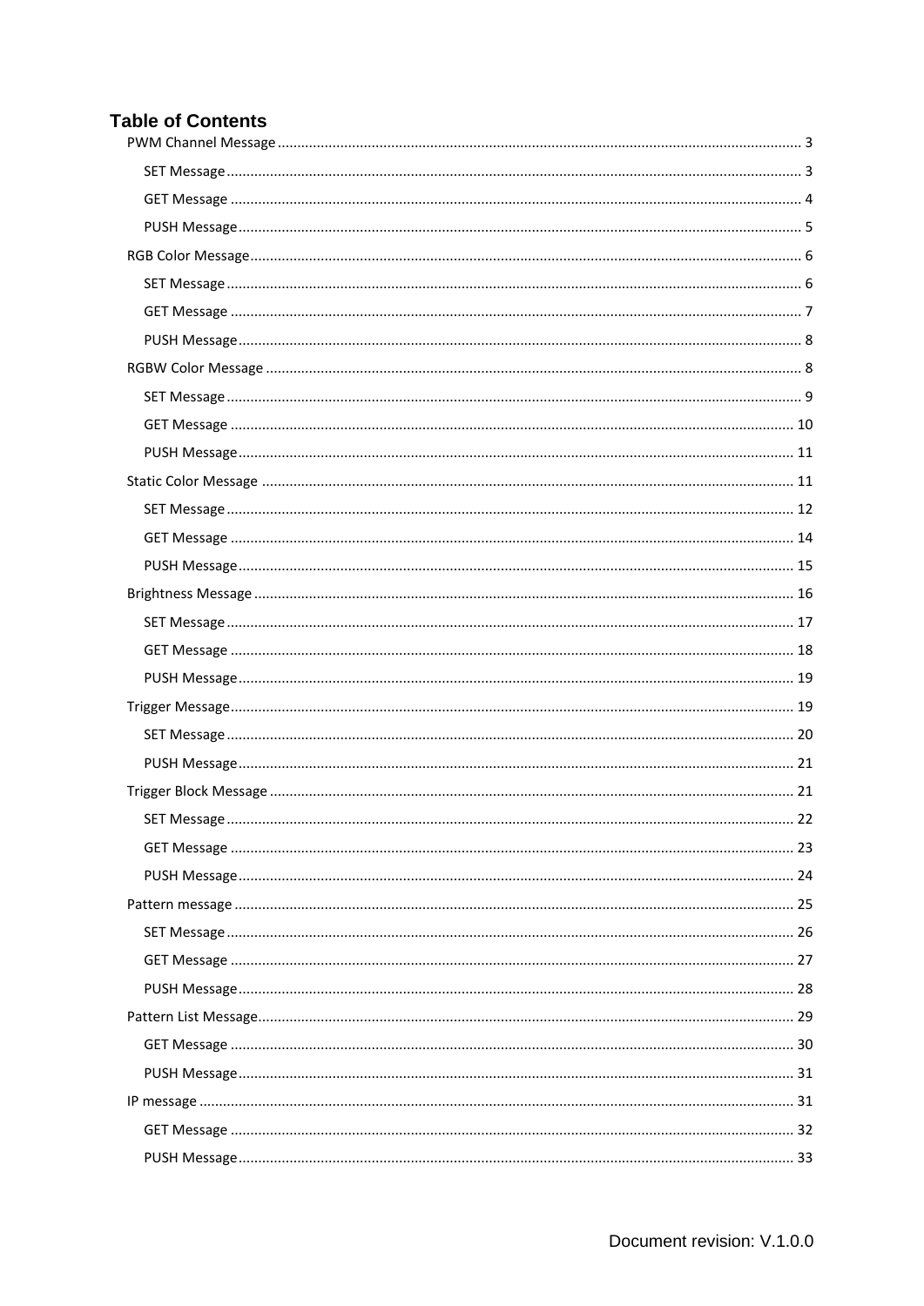# Table of Contents

- PWM Channel Message .... 3
  - SET Message .... 3
  - GET Message .... 4
  - PUSH Message .... 5
- RGB Color Message .... 6
  - SET Message .... 6
  - GET Message .... 7
  - PUSH Message .... 8
- RGBW Color Message .... 8
  - SET Message .... 9
  - GET Message .... 10
  - PUSH Message .... 11
- Static Color Message .... 11
  - SET Message .... 12
  - GET Message .... 14
  - PUSH Message .... 15
- Brightness Message .... 16
  - SET Message .... 17
  - GET Message .... 18
  - PUSH Message .... 19
- Trigger Message .... 19
  - SET Message .... 20
  - PUSH Message .... 21
- Trigger Block Message .... 21
  - SET Message .... 22
  - GET Message .... 23
  - PUSH Message .... 24
- Pattern message .... 25
  - SET Message .... 26
  - GET Message .... 27
  - PUSH Message .... 28
- Pattern List Message .... 29
  - GET Message .... 30
  - PUSH Message .... 31
- IP message .... 31
  - GET Message .... 32
  - PUSH Message .... 33

Document revision: V.1.0.0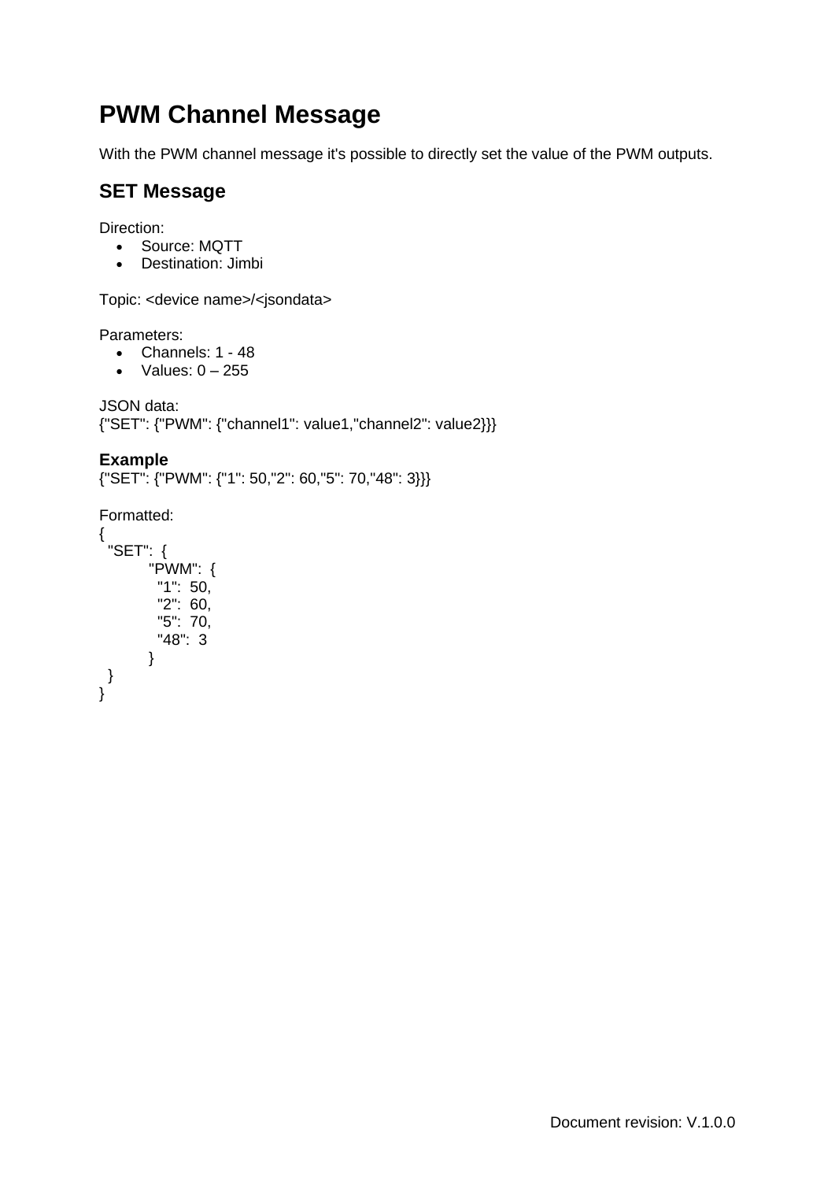# PWM Channel Message

With the PWM channel message it's possible to directly set the value of the PWM outputs.

## SET Message

Direction:

- Source: MQTT
- Destination: Jimbi

Topic: <device name>/<jsondata>

Parameters:

- Channels: 1 - 48
- Values: 0 – 255

JSON data:
{"SET": {"PWM": {"channel1": value1,"channel2": value2}}}

### Example

{"SET": {"PWM": {"1": 50,"2": 60,"5": 70,"48": 3}}}

Formatted:

```
{
  "SET":  {
          "PWM":  {
            "1":  50,
            "2":  60,
            "5":  70,
            "48":  3
          }
  }
}
```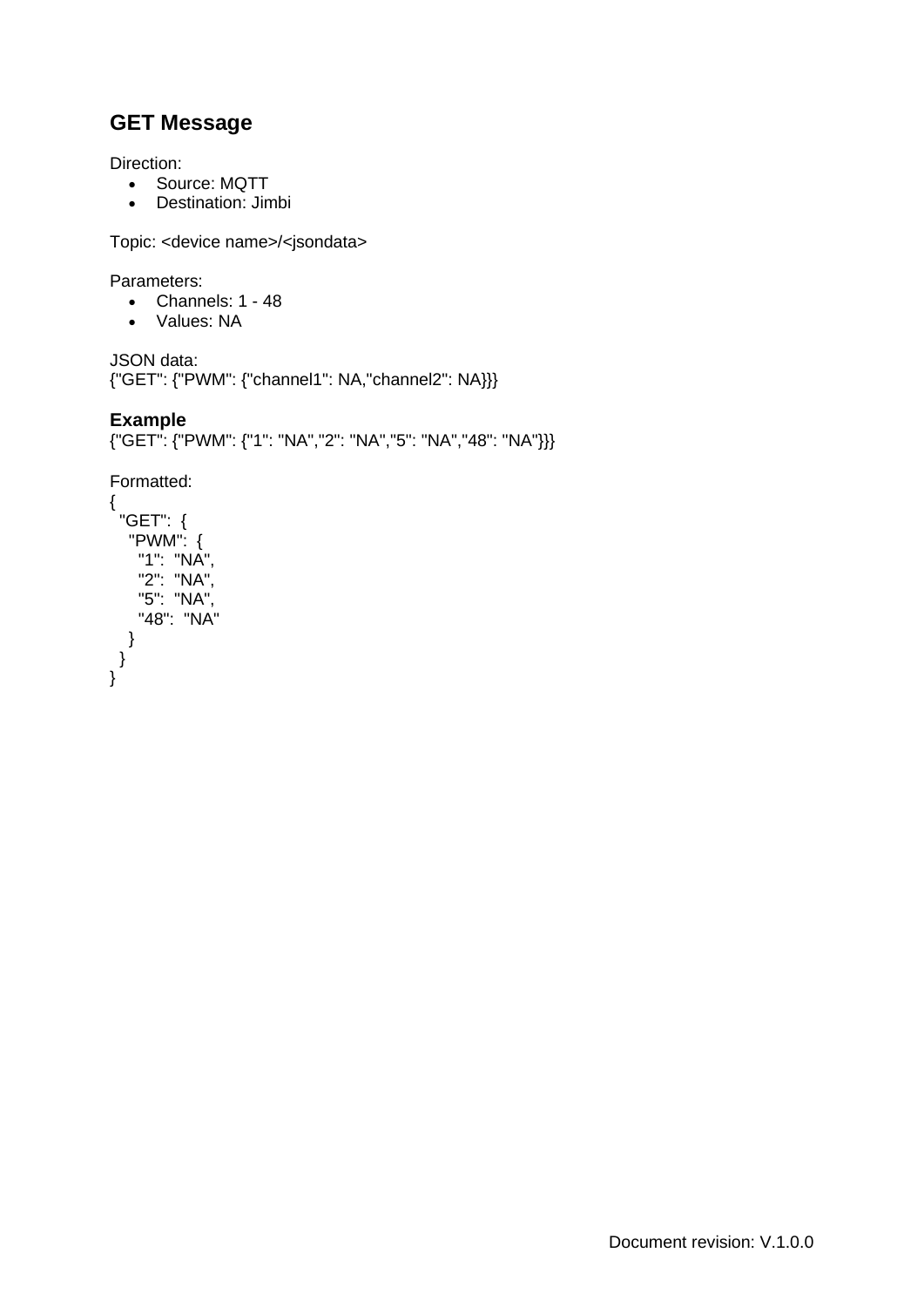## GET Message

Direction:

- Source: MQTT
- Destination: Jimbi

Topic: <device name>/<jsondata>

Parameters:

- Channels: 1 - 48
- Values: NA

JSON data:
{"GET": {"PWM": {"channel1": NA,"channel2": NA}}}

### Example

{"GET": {"PWM": {"1": "NA","2": "NA","5": "NA","48": "NA"}}}

Formatted:

```
{
  "GET":  {
    "PWM":  {
      "1":  "NA",
      "2":  "NA",
      "5":  "NA",
      "48":  "NA"
    }
  }
}
```

Document revision: V.1.0.0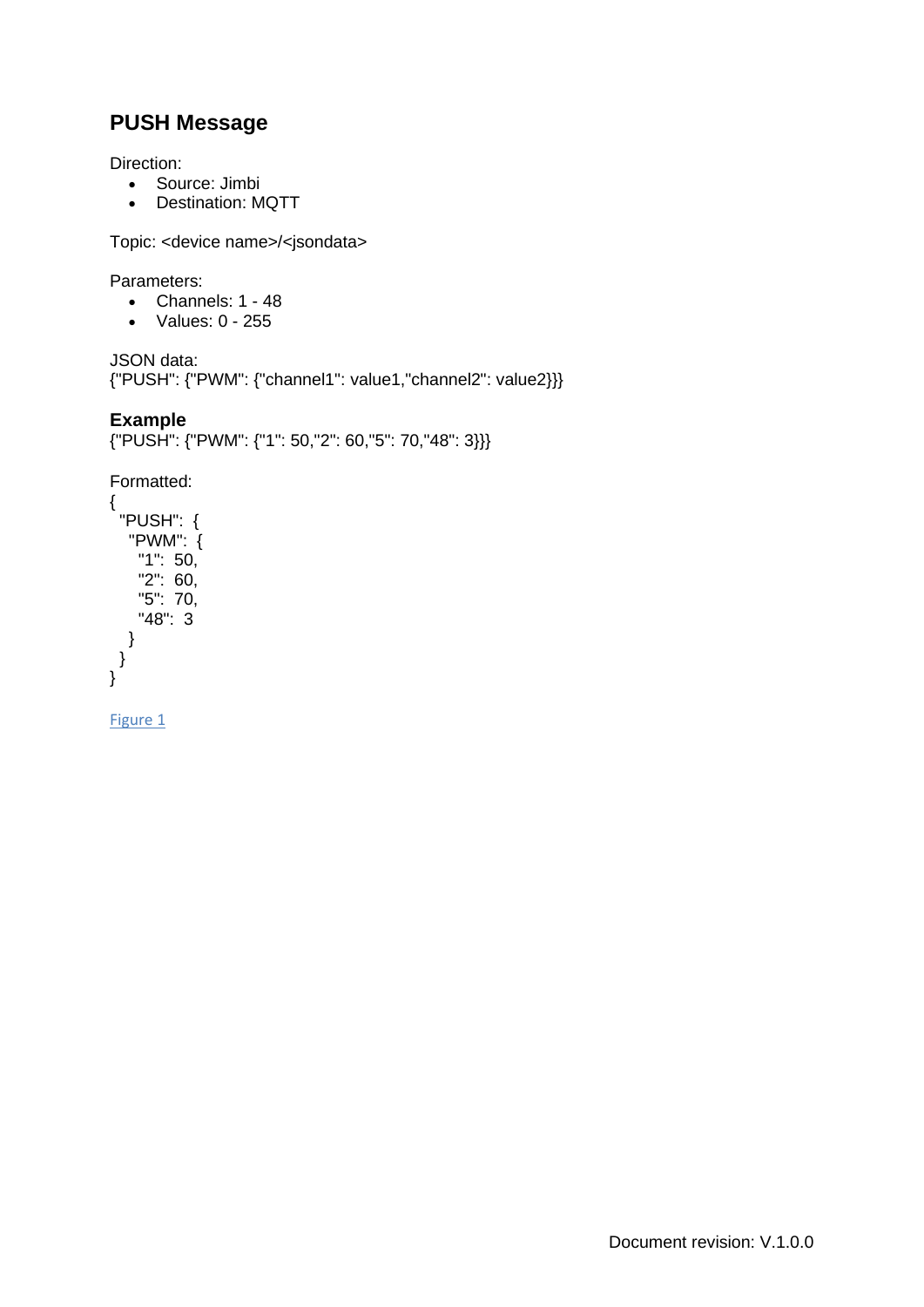## PUSH Message

Direction:

- Source: Jimbi
- Destination: MQTT

Topic: <device name>/<jsondata>

Parameters:

- Channels: 1 - 48
- Values: 0 - 255

JSON data:
{"PUSH": {"PWM": {"channel1": value1,"channel2": value2}}}

### Example

{"PUSH": {"PWM": {"1": 50,"2": 60,"5": 70,"48": 3}}}

Formatted:

```
{
  "PUSH":  {
    "PWM":  {
      "1":  50,
      "2":  60,
      "5":  70,
      "48":  3
    }
  }
}
```

Figure 1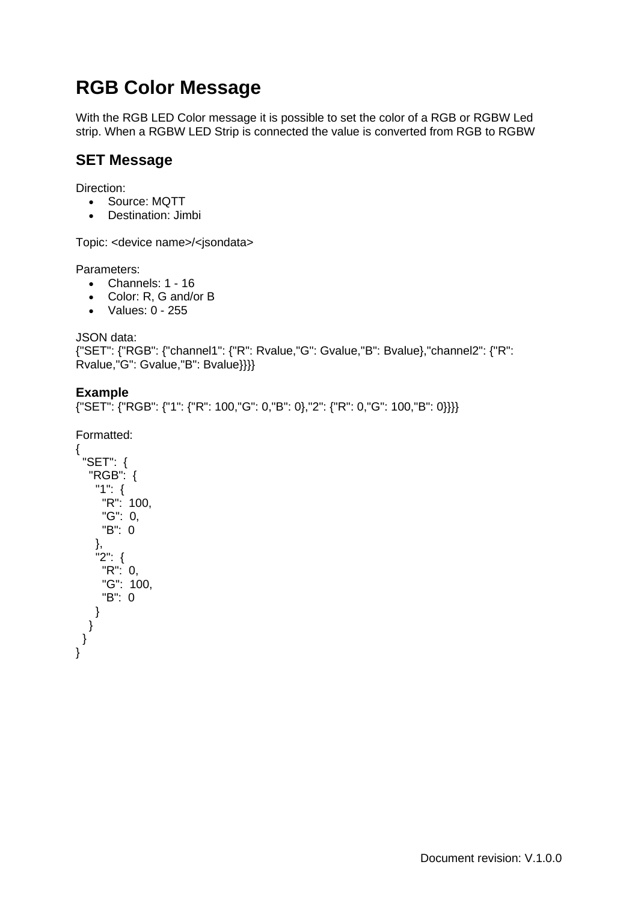# RGB Color Message

With the RGB LED Color message it is possible to set the color of a RGB or RGBW Led strip. When a RGBW LED Strip is connected the value is converted from RGB to RGBW

## SET Message

Direction:

- Source: MQTT
- Destination: Jimbi

Topic: <device name>/<jsondata>

Parameters:

- Channels: 1 - 16
- Color: R, G and/or B
- Values: 0 - 255

JSON data:
{"SET": {"RGB": {"channel1": {"R": Rvalue,"G": Gvalue,"B": Bvalue},"channel2": {"R": Rvalue,"G": Gvalue,"B": Bvalue}}}}

### Example

{"SET": {"RGB": {"1": {"R": 100,"G": 0,"B": 0},"2": {"R": 0,"G": 100,"B": 0}}}}

Formatted:

```
{
  "SET":  {
    "RGB":  {
      "1":  {
        "R":  100,
        "G":  0,
        "B":  0
      },
      "2":  {
        "R":  0,
        "G":  100,
        "B":  0
      }
    }
  }
}
```

Document revision: V.1.0.0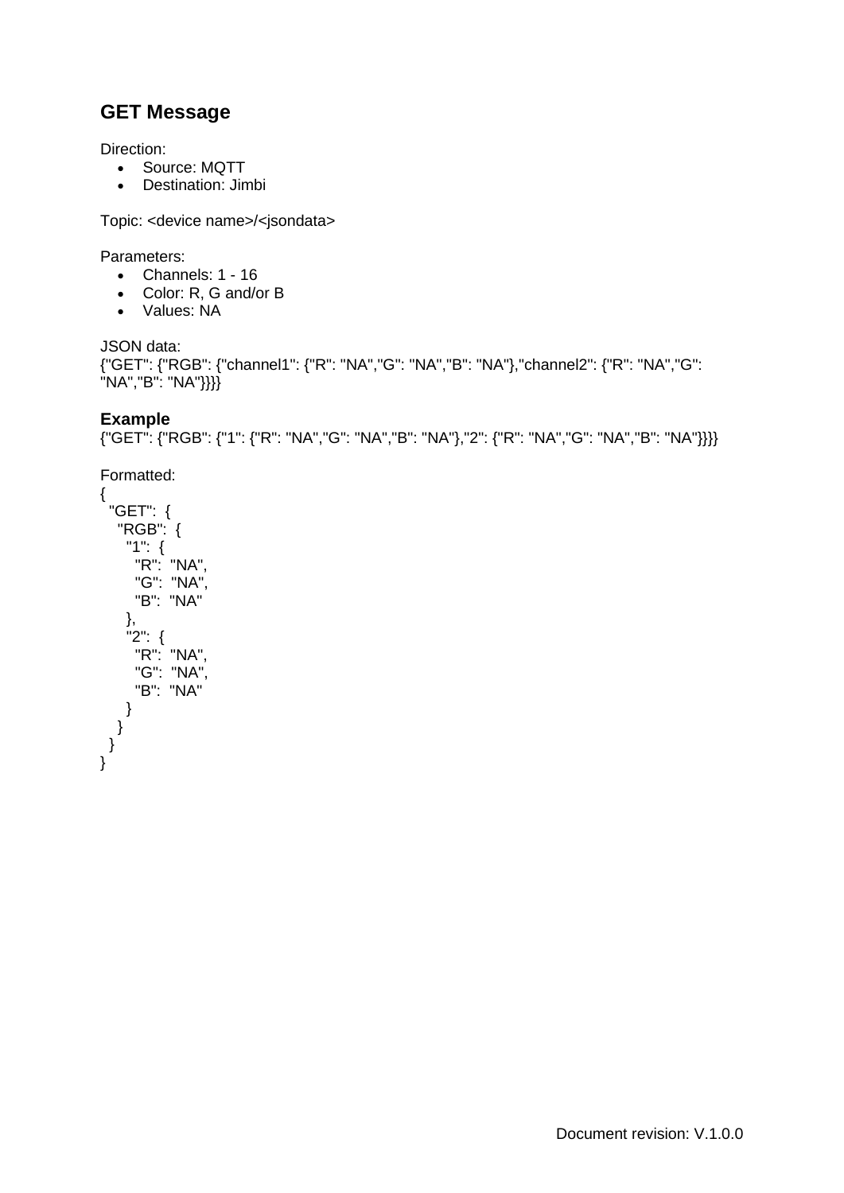## GET Message

Direction:

- Source: MQTT
- Destination: Jimbi

Topic: <device name>/<jsondata>

Parameters:

- Channels: 1 - 16
- Color: R, G and/or B
- Values: NA

JSON data:
{"GET": {"RGB": {"channel1": {"R": "NA","G": "NA","B": "NA"},"channel2": {"R": "NA","G": "NA","B": "NA"}}}}

### Example

{"GET": {"RGB": {"1": {"R": "NA","G": "NA","B": "NA"},"2": {"R": "NA","G": "NA","B": "NA"}}}}

Formatted:

```
{
  "GET":  {
   "RGB":  {
     "1":  {
       "R":  "NA",
       "G":  "NA",
       "B":  "NA"
     },
     "2":  {
       "R":  "NA",
       "G":  "NA",
       "B":  "NA"
     }
   }
  }
}
```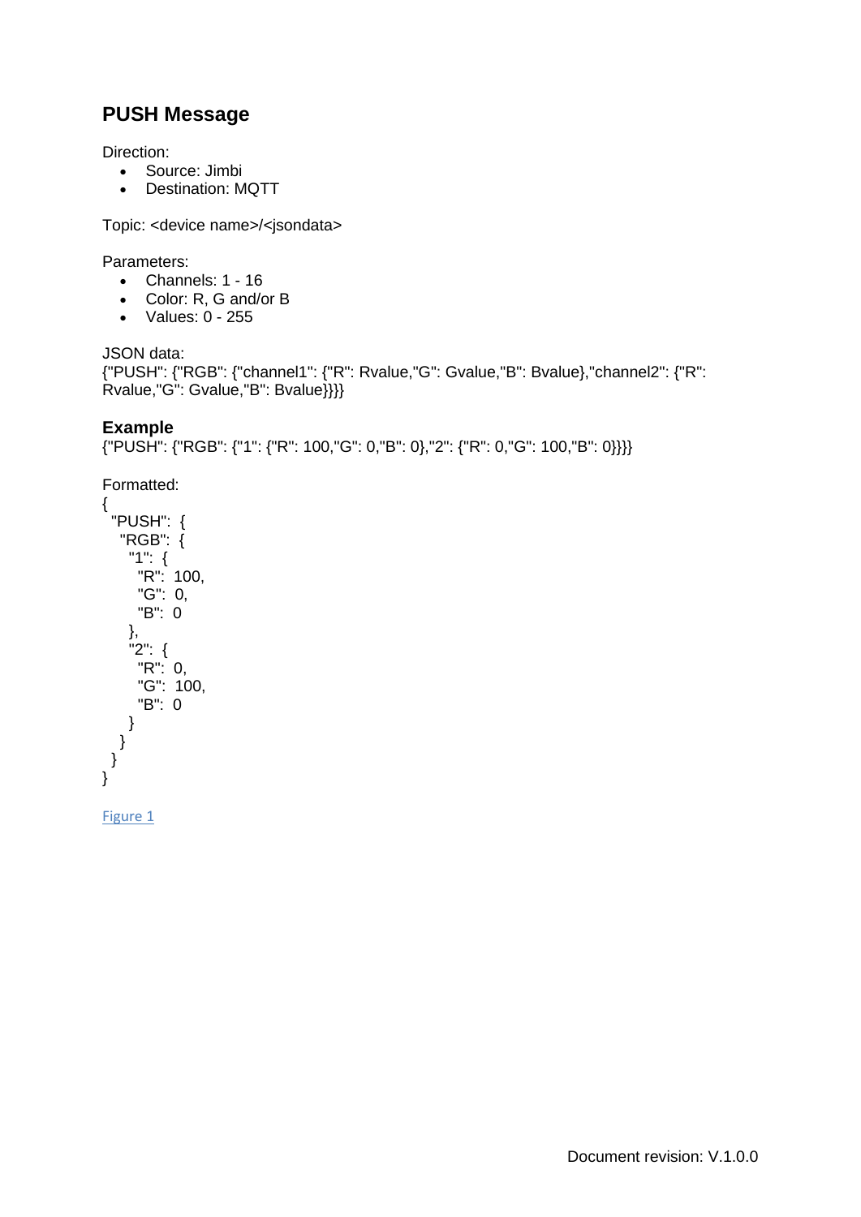## PUSH Message

Direction:

- Source: Jimbi
- Destination: MQTT

Topic: <device name>/<jsondata>

Parameters:

- Channels: 1 - 16
- Color: R, G and/or B
- Values: 0 - 255

JSON data:
{"PUSH": {"RGB": {"channel1": {"R": Rvalue,"G": Gvalue,"B": Bvalue},"channel2": {"R": Rvalue,"G": Gvalue,"B": Bvalue}}}}

### Example

{"PUSH": {"RGB": {"1": {"R": 100,"G": 0,"B": 0},"2": {"R": 0,"G": 100,"B": 0}}}}

Formatted:

```
{
  "PUSH": {
    "RGB": {
      "1": {
        "R": 100,
        "G": 0,
        "B": 0
      },
      "2": {
        "R": 0,
        "G": 100,
        "B": 0
      }
    }
  }
}
```

Figure 1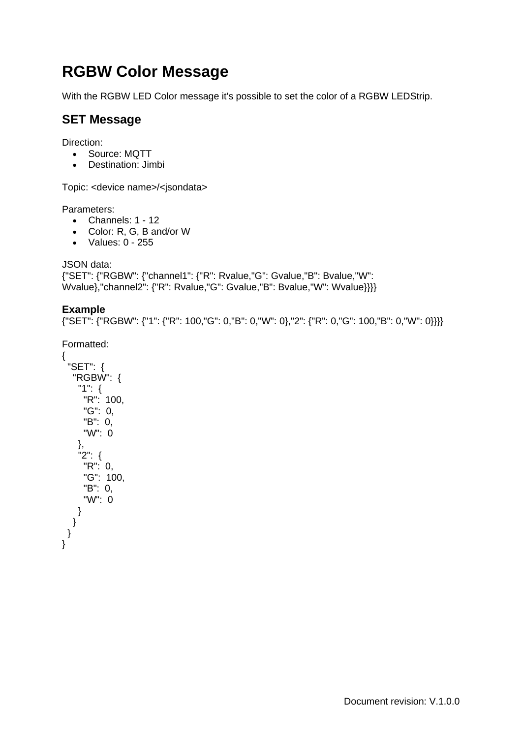# RGBW Color Message

With the RGBW LED Color message it's possible to set the color of a RGBW LEDStrip.

## SET Message

Direction:

- Source: MQTT
- Destination: Jimbi

Topic: <device name>/<jsondata>

Parameters:

- Channels: 1 - 12
- Color: R, G, B and/or W
- Values: 0 - 255

JSON data:
{"SET": {"RGBW": {"channel1": {"R": Rvalue,"G": Gvalue,"B": Bvalue,"W": Wvalue},"channel2": {"R": Rvalue,"G": Gvalue,"B": Bvalue,"W": Wvalue}}}}

### Example

{"SET": {"RGBW": {"1": {"R": 100,"G": 0,"B": 0,"W": 0},"2": {"R": 0,"G": 100,"B": 0,"W": 0}}}}

Formatted:

```
{
  "SET":  {
    "RGBW":  {
      "1":  {
        "R":  100,
        "G":  0,
        "B":  0,
        "W":  0
      },
      "2":  {
        "R":  0,
        "G":  100,
        "B":  0,
        "W":  0
      }
    }
  }
}
```

Document revision: V.1.0.0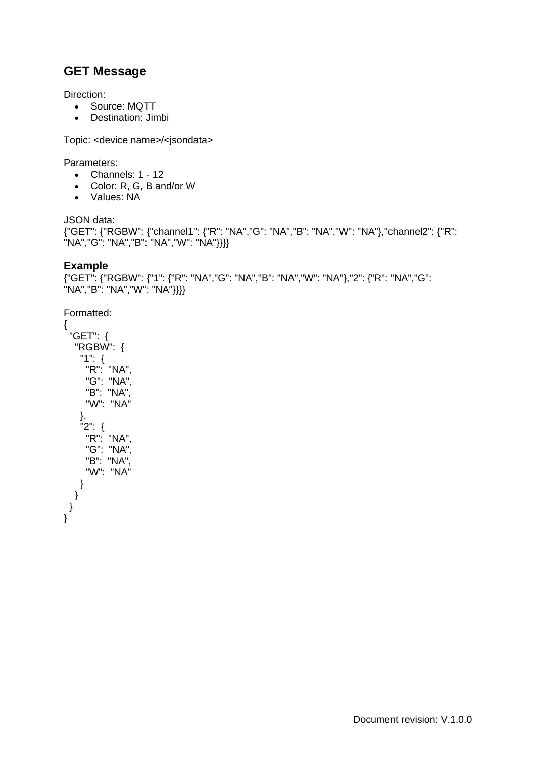## GET Message

Direction:

- Source: MQTT
- Destination: Jimbi

Topic: <device name>/<jsondata>

Parameters:

- Channels: 1 - 12
- Color: R, G, B and/or W
- Values: NA

JSON data:
{"GET": {"RGBW": {"channel1": {"R": "NA","G": "NA","B": "NA","W": "NA"},"channel2": {"R": "NA","G": "NA","B": "NA","W": "NA"}}}}

### Example

{"GET": {"RGBW": {"1": {"R": "NA","G": "NA","B": "NA","W": "NA"},"2": {"R": "NA","G": "NA","B": "NA","W": "NA"}}}}

Formatted:

```
{
  "GET":  {
    "RGBW":  {
      "1":  {
        "R":  "NA",
        "G":  "NA",
        "B":  "NA",
        "W":  "NA"
      },
      "2":  {
        "R":  "NA",
        "G":  "NA",
        "B":  "NA",
        "W":  "NA"
      }
    }
  }
}
```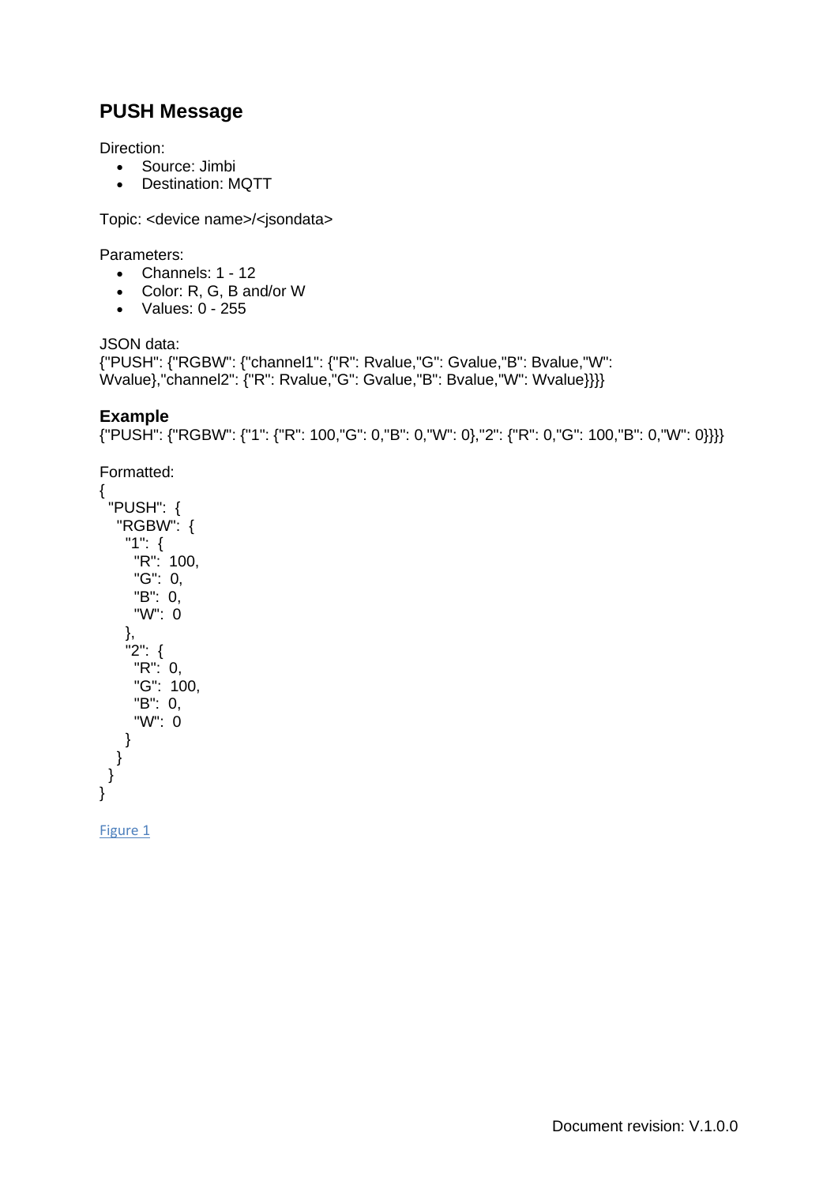## PUSH Message

Direction:

- Source: Jimbi
- Destination: MQTT

Topic: <device name>/<jsondata>

Parameters:

- Channels: 1 - 12
- Color: R, G, B and/or W
- Values: 0 - 255

JSON data:
{"PUSH": {"RGBW": {"channel1": {"R": Rvalue,"G": Gvalue,"B": Bvalue,"W": Wvalue},"channel2": {"R": Rvalue,"G": Gvalue,"B": Bvalue,"W": Wvalue}}}}

### Example

{"PUSH": {"RGBW": {"1": {"R": 100,"G": 0,"B": 0,"W": 0},"2": {"R": 0,"G": 100,"B": 0,"W": 0}}}}

Formatted:

```
{
  "PUSH":  {
    "RGBW":  {
      "1":  {
        "R":  100,
        "G":  0,
        "B":  0,
        "W":  0
      },
      "2":  {
        "R":  0,
        "G":  100,
        "B":  0,
        "W":  0
      }
    }
  }
}
```

Figure 1

Document revision: V.1.0.0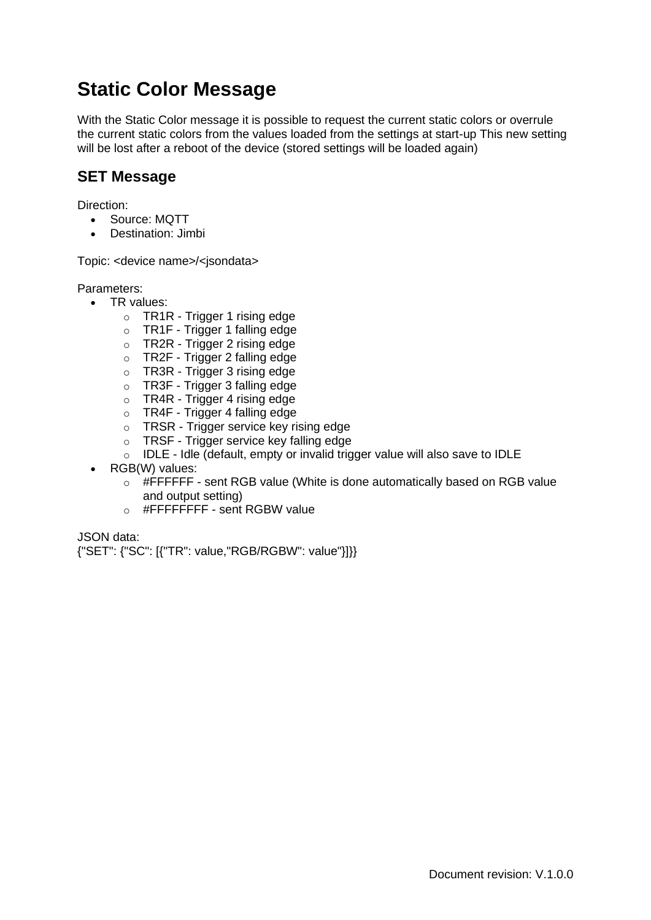# Static Color Message

With the Static Color message it is possible to request the current static colors or overrule the current static colors from the values loaded from the settings at start-up This new setting will be lost after a reboot of the device (stored settings will be loaded again)

## SET Message

Direction:

- Source: MQTT
- Destination: Jimbi

Topic: <device name>/<jsondata>

Parameters:

- TR values:
  - TR1R - Trigger 1 rising edge
  - TR1F - Trigger 1 falling edge
  - TR2R - Trigger 2 rising edge
  - TR2F - Trigger 2 falling edge
  - TR3R - Trigger 3 rising edge
  - TR3F - Trigger 3 falling edge
  - TR4R - Trigger 4 rising edge
  - TR4F - Trigger 4 falling edge
  - TRSR - Trigger service key rising edge
  - TRSF - Trigger service key falling edge
  - IDLE - Idle (default, empty or invalid trigger value will also save to IDLE
- RGB(W) values:
  - #FFFFFF - sent RGB value (White is done automatically based on RGB value and output setting)
  - #FFFFFFFF - sent RGBW value

JSON data:
{"SET": {"SC": [{"TR": value,"RGB/RGBW": value"}]}}

Document revision: V.1.0.0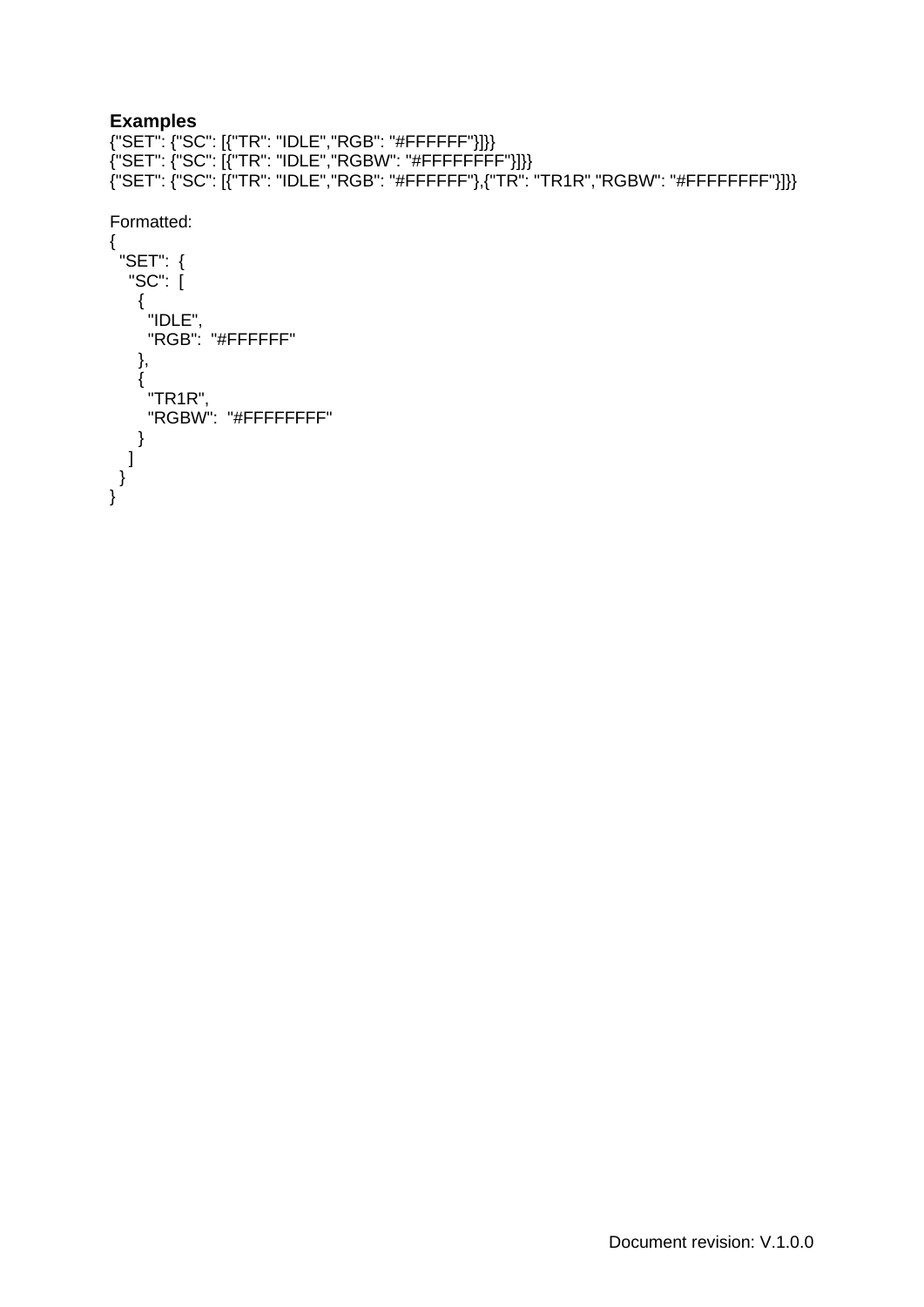**Examples**

{"SET": {"SC": [{"TR": "IDLE","RGB": "#FFFFFF"}]}}
{"SET": {"SC": [{"TR": "IDLE","RGBW": "#FFFFFFFF"}]}}
{"SET": {"SC": [{"TR": "IDLE","RGB": "#FFFFFF"},{"TR": "TR1R","RGBW": "#FFFFFFFF"}]}}

Formatted:

```
{
  "SET":  {
    "SC":  [
      {
        "IDLE",
        "RGB":  "#FFFFFF"
      },
      {
        "TR1R",
        "RGBW":  "#FFFFFFFF"
      }
    ]
  }
}
```

Document revision: V.1.0.0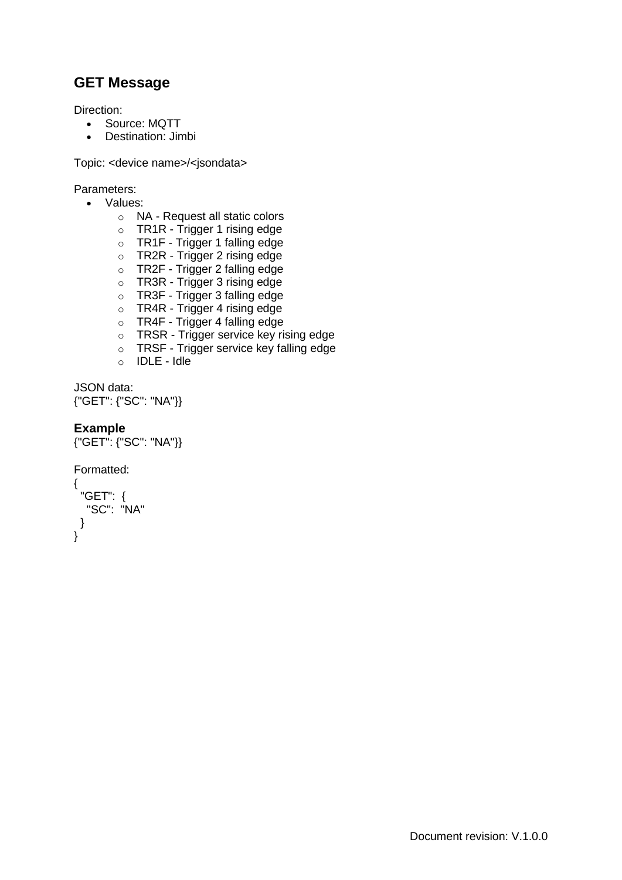## GET Message

Direction:

- Source: MQTT
- Destination: Jimbi

Topic: <device name>/<jsondata>

Parameters:

- Values:
  - NA - Request all static colors
  - TR1R - Trigger 1 rising edge
  - TR1F - Trigger 1 falling edge
  - TR2R - Trigger 2 rising edge
  - TR2F - Trigger 2 falling edge
  - TR3R - Trigger 3 rising edge
  - TR3F - Trigger 3 falling edge
  - TR4R - Trigger 4 rising edge
  - TR4F - Trigger 4 falling edge
  - TRSR - Trigger service key rising edge
  - TRSF - Trigger service key falling edge
  - IDLE - Idle

JSON data:
{"GET": {"SC": "NA"}}

### Example

{"GET": {"SC": "NA"}}

Formatted:

```
{
  "GET":  {
    "SC":  "NA"
  }
}
```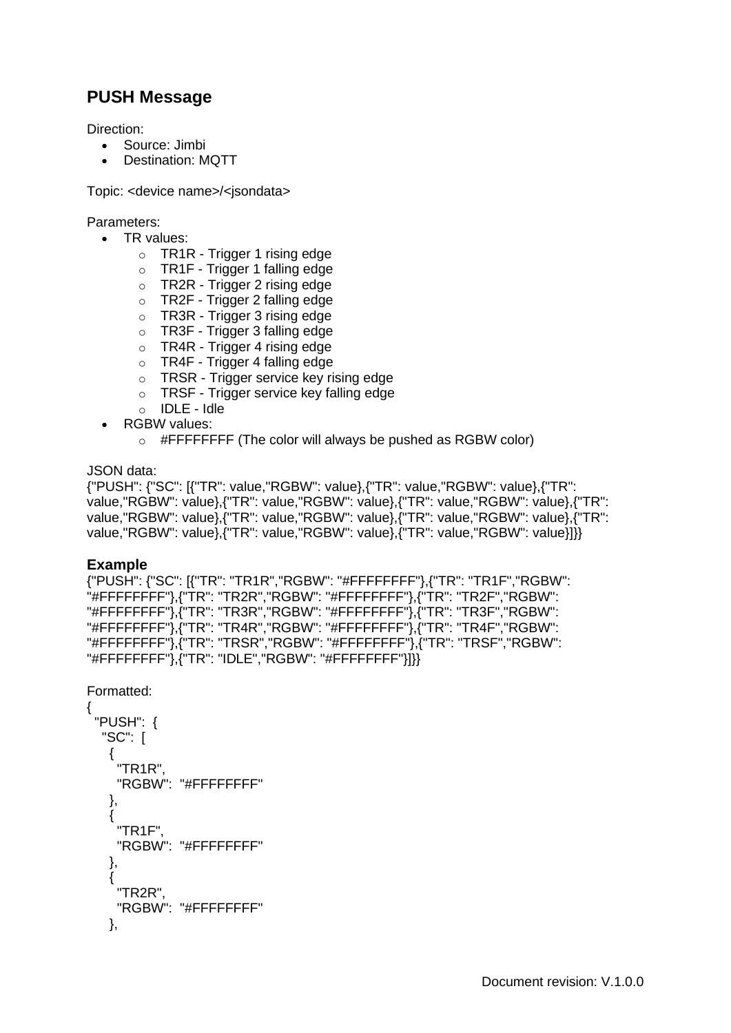## PUSH Message

Direction:

- Source: Jimbi
- Destination: MQTT

Topic: <device name>/<jsondata>

Parameters:

- TR values:
  - TR1R - Trigger 1 rising edge
  - TR1F - Trigger 1 falling edge
  - TR2R - Trigger 2 rising edge
  - TR2F - Trigger 2 falling edge
  - TR3R - Trigger 3 rising edge
  - TR3F - Trigger 3 falling edge
  - TR4R - Trigger 4 rising edge
  - TR4F - Trigger 4 falling edge
  - TRSR - Trigger service key rising edge
  - TRSF - Trigger service key falling edge
  - IDLE - Idle
- RGBW values:
  - #FFFFFFFF (The color will always be pushed as RGBW color)

JSON data:

{"PUSH": {"SC": [{"TR": value,"RGBW": value},{"TR": value,"RGBW": value},{"TR": value,"RGBW": value},{"TR": value,"RGBW": value},{"TR": value,"RGBW": value},{"TR": value,"RGBW": value},{"TR": value,"RGBW": value},{"TR": value,"RGBW": value},{"TR": value,"RGBW": value},{"TR": value,"RGBW": value},{"TR": value,"RGBW": value}]}}

### Example

{"PUSH": {"SC": [{"TR": "TR1R","RGBW": "#FFFFFFFF"},{"TR": "TR1F","RGBW": "#FFFFFFFF"},{"TR": "TR2R","RGBW": "#FFFFFFFF"},{"TR": "TR2F","RGBW": "#FFFFFFFF"},{"TR": "TR3R","RGBW": "#FFFFFFFF"},{"TR": "TR3F","RGBW": "#FFFFFFFF"},{"TR": "TR4R","RGBW": "#FFFFFFFF"},{"TR": "TR4F","RGBW": "#FFFFFFFF"},{"TR": "TRSR","RGBW": "#FFFFFFFF"},{"TR": "TRSF","RGBW": "#FFFFFFFF"},{"TR": "IDLE","RGBW": "#FFFFFFFF"}]}}

Formatted:

```
{
  "PUSH":  {
   "SC":  [
    {
     "TR1R",
     "RGBW":  "#FFFFFFFF"
    },
    {
     "TR1F",
     "RGBW":  "#FFFFFFFF"
    },
    {
     "TR2R",
     "RGBW":  "#FFFFFFFF"
    },
```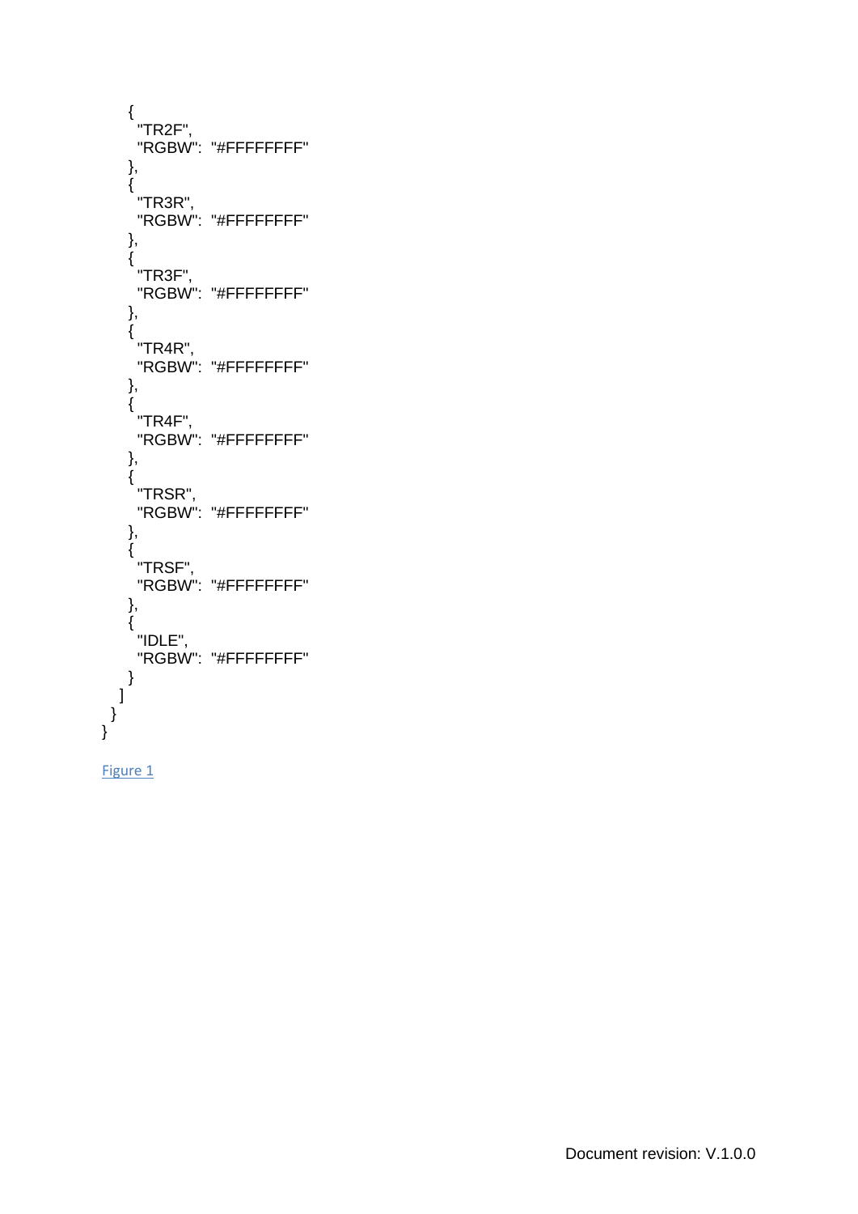```
    {
      "TR2F",
      "RGBW":  "#FFFFFFFF"
    },
    {
      "TR3R",
      "RGBW":  "#FFFFFFFF"
    },
    {
      "TR3F",
      "RGBW":  "#FFFFFFFF"
    },
    {
      "TR4R",
      "RGBW":  "#FFFFFFFF"
    },
    {
      "TR4F",
      "RGBW":  "#FFFFFFFF"
    },
    {
      "TRSR",
      "RGBW":  "#FFFFFFFF"
    },
    {
      "TRSF",
      "RGBW":  "#FFFFFFFF"
    },
    {
      "IDLE",
      "RGBW":  "#FFFFFFFF"
    }
   ]
  }
}
```

Figure 1

Document revision: V.1.0.0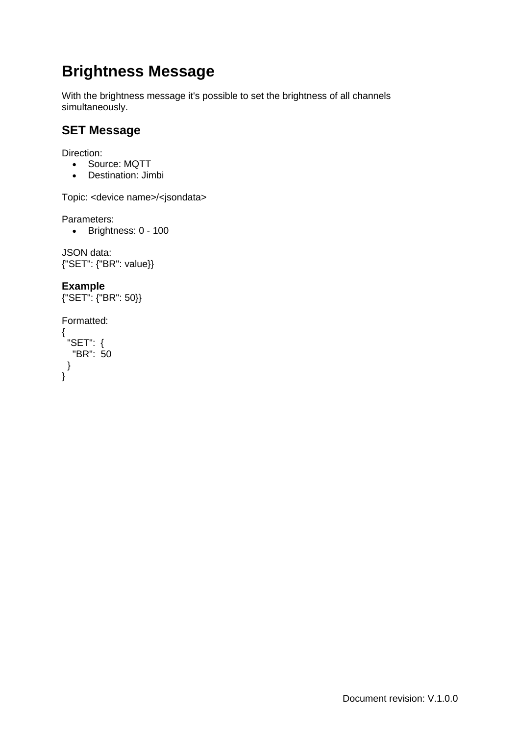# Brightness Message

With the brightness message it's possible to set the brightness of all channels simultaneously.

## SET Message

Direction:

- Source: MQTT
- Destination: Jimbi

Topic: <device name>/<jsondata>

Parameters:

- Brightness: 0 - 100

JSON data:
{"SET": {"BR": value}}

**Example**
{"SET": {"BR": 50}}

Formatted:

```
{
  "SET":  {
    "BR":  50
  }
}
```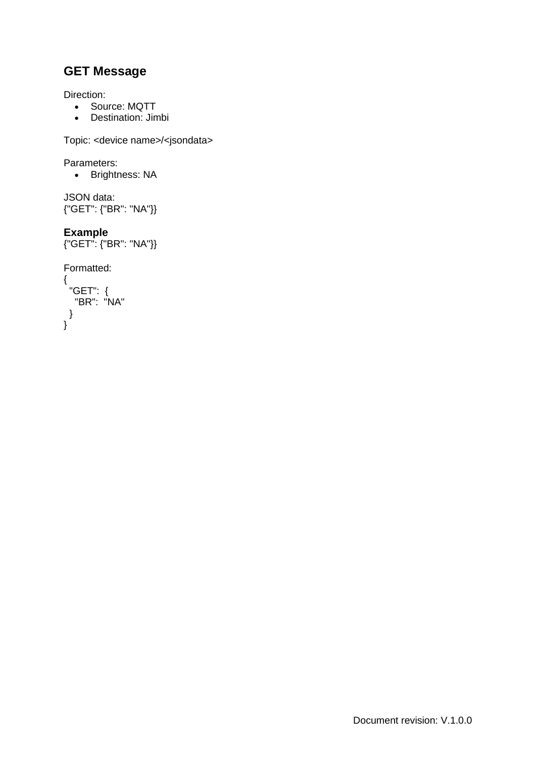## GET Message

Direction:

- Source: MQTT
- Destination: Jimbi

Topic: <device name>/<jsondata>

Parameters:

- Brightness: NA

JSON data:
{"GET": {"BR": "NA"}}

### Example

{"GET": {"BR": "NA"}}

Formatted:

```
{
  "GET":  {
    "BR":  "NA"
  }
}
```

Document revision: V.1.0.0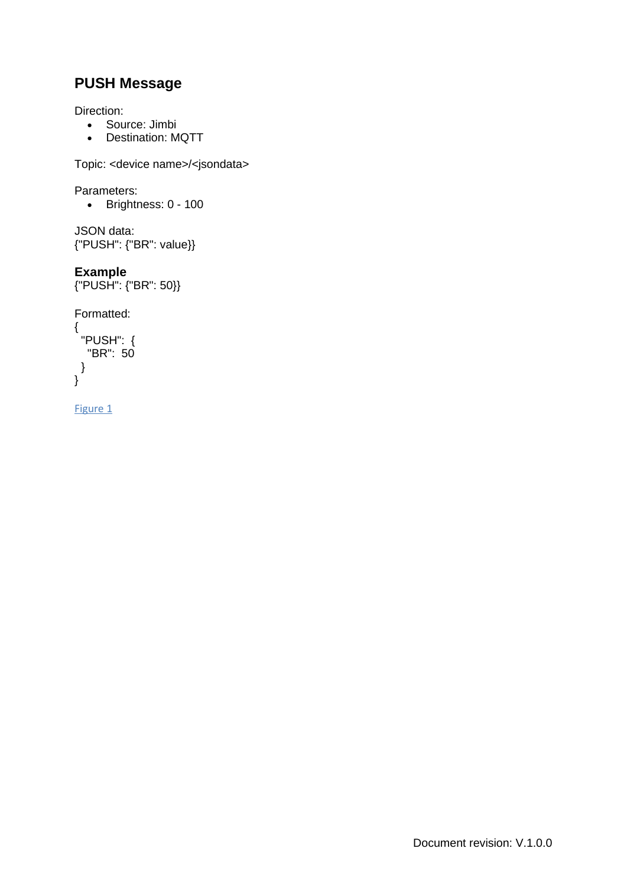## PUSH Message

Direction:

- Source: Jimbi
- Destination: MQTT

Topic: <device name>/<jsondata>

Parameters:

- Brightness: 0 - 100

JSON data:
{"PUSH": {"BR": value}}

### Example

{"PUSH": {"BR": 50}}

Formatted:

```
{
  "PUSH":  {
    "BR":  50
  }
}
```

Figure 1

Document revision: V.1.0.0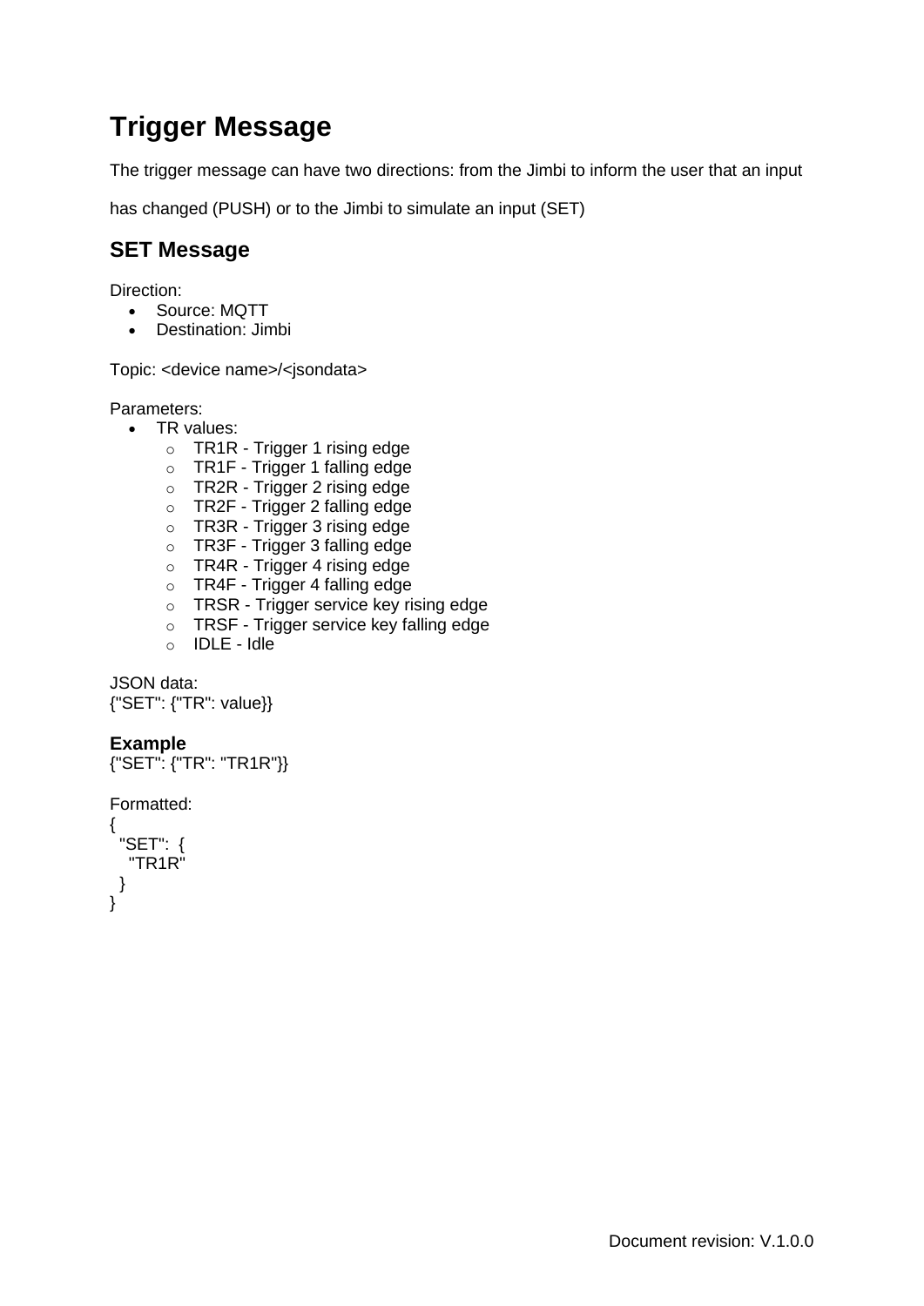# Trigger Message

The trigger message can have two directions: from the Jimbi to inform the user that an input has changed (PUSH) or to the Jimbi to simulate an input (SET)

## SET Message

Direction:

- Source: MQTT
- Destination: Jimbi

Topic: <device name>/<jsondata>

Parameters:

- TR values:
  - TR1R - Trigger 1 rising edge
  - TR1F - Trigger 1 falling edge
  - TR2R - Trigger 2 rising edge
  - TR2F - Trigger 2 falling edge
  - TR3R - Trigger 3 rising edge
  - TR3F - Trigger 3 falling edge
  - TR4R - Trigger 4 rising edge
  - TR4F - Trigger 4 falling edge
  - TRSR - Trigger service key rising edge
  - TRSF - Trigger service key falling edge
  - IDLE - Idle

JSON data:
{"SET": {"TR": value}}

**Example**
{"SET": {"TR": "TR1R"}}

Formatted:

```
{
  "SET":  {
    "TR1R"
  }
}
```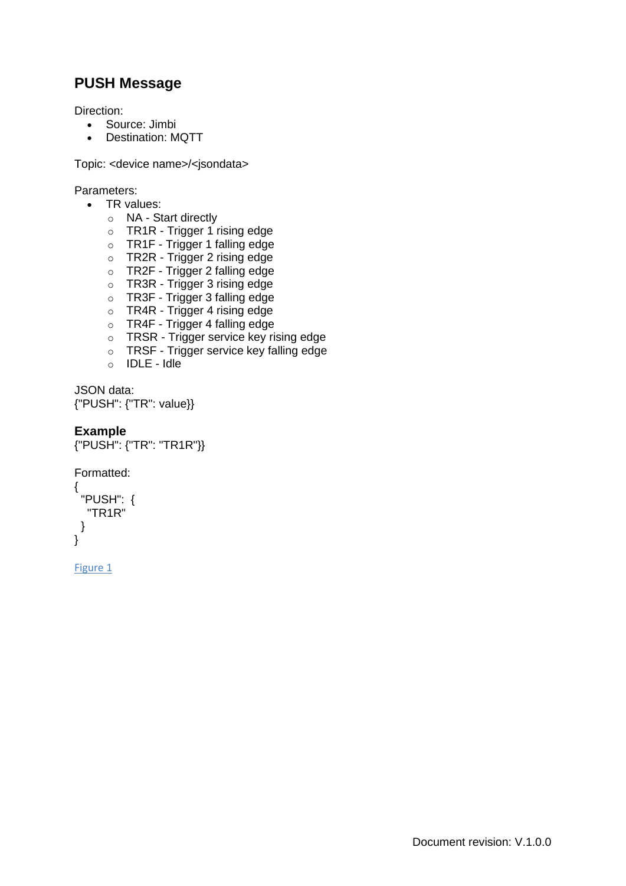## PUSH Message

Direction:

- Source: Jimbi
- Destination: MQTT

Topic: <device name>/<jsondata>

Parameters:

- TR values:
  - NA - Start directly
  - TR1R - Trigger 1 rising edge
  - TR1F - Trigger 1 falling edge
  - TR2R - Trigger 2 rising edge
  - TR2F - Trigger 2 falling edge
  - TR3R - Trigger 3 rising edge
  - TR3F - Trigger 3 falling edge
  - TR4R - Trigger 4 rising edge
  - TR4F - Trigger 4 falling edge
  - TRSR - Trigger service key rising edge
  - TRSF - Trigger service key falling edge
  - IDLE - Idle

JSON data:
{"PUSH": {"TR": value}}

### Example

{"PUSH": {"TR": "TR1R"}}

Formatted:

```
{
  "PUSH":  {
    "TR1R"
  }
}
```

Figure 1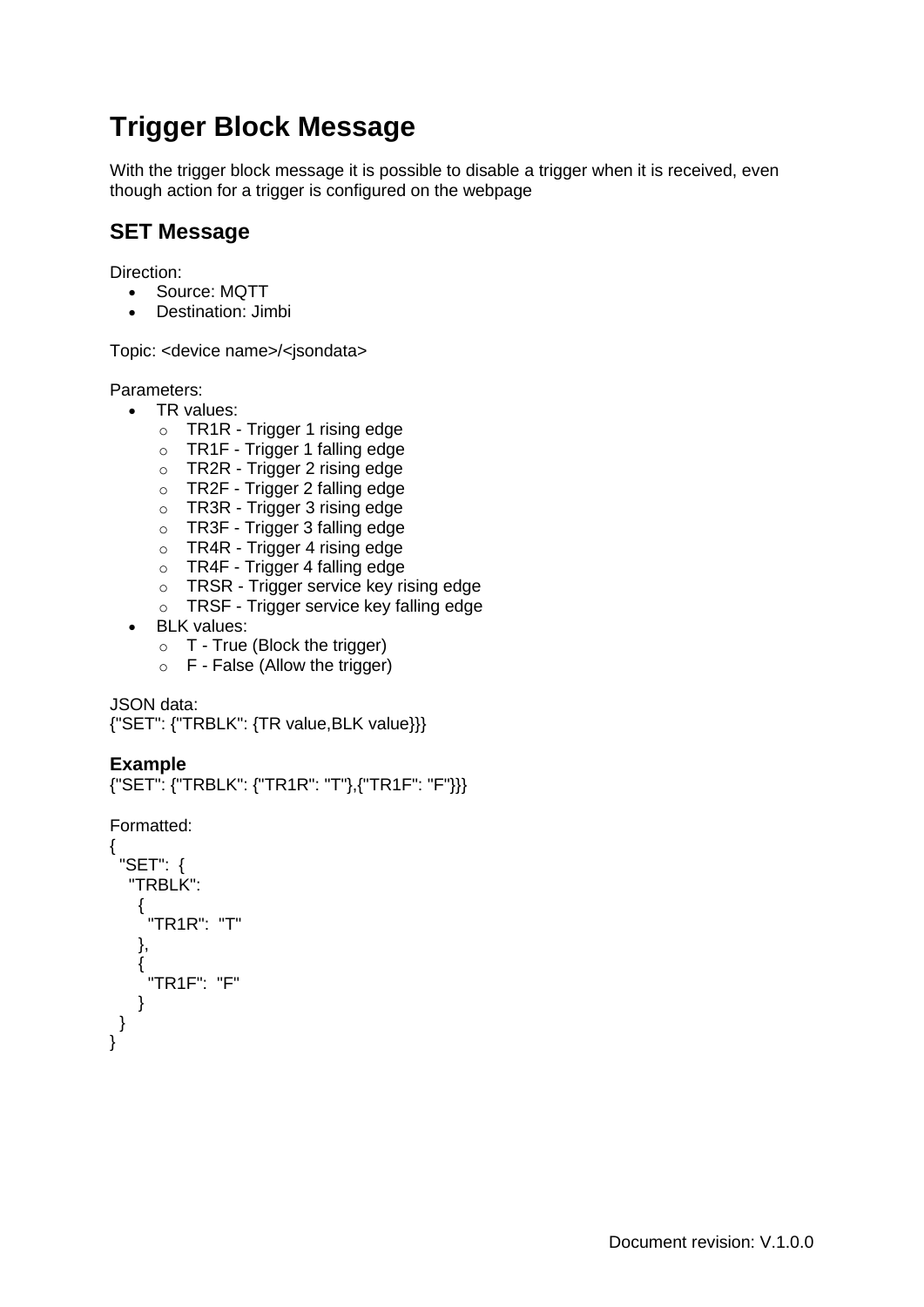# Trigger Block Message

With the trigger block message it is possible to disable a trigger when it is received, even though action for a trigger is configured on the webpage

## SET Message

Direction:

- Source: MQTT
- Destination: Jimbi

Topic: <device name>/<jsondata>

Parameters:

- TR values:
  - TR1R - Trigger 1 rising edge
  - TR1F - Trigger 1 falling edge
  - TR2R - Trigger 2 rising edge
  - TR2F - Trigger 2 falling edge
  - TR3R - Trigger 3 rising edge
  - TR3F - Trigger 3 falling edge
  - TR4R - Trigger 4 rising edge
  - TR4F - Trigger 4 falling edge
  - TRSR - Trigger service key rising edge
  - TRSF - Trigger service key falling edge
- BLK values:
  - T - True (Block the trigger)
  - F - False (Allow the trigger)

JSON data:
{"SET": {"TRBLK": {TR value,BLK value}}}

### Example

{"SET": {"TRBLK": {"TR1R": "T"},{"TR1F": "F"}}}

Formatted:

```
{
  "SET":  {
   "TRBLK":
    {
      "TR1R":  "T"
    },
    {
      "TR1F":  "F"
    }
  }
}
```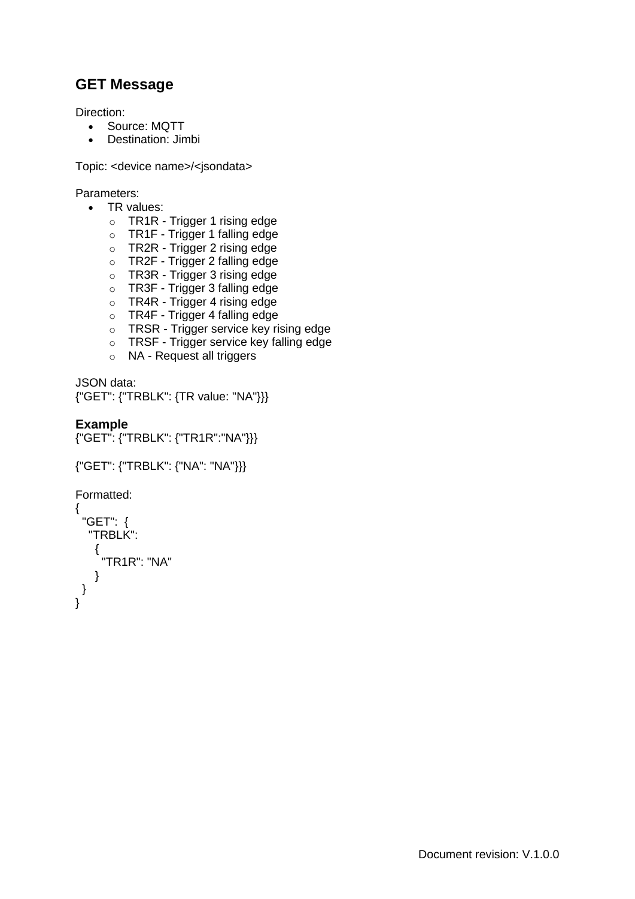## GET Message

Direction:

- Source: MQTT
- Destination: Jimbi

Topic: <device name>/<jsondata>

Parameters:

- TR values:
  - TR1R - Trigger 1 rising edge
  - TR1F - Trigger 1 falling edge
  - TR2R - Trigger 2 rising edge
  - TR2F - Trigger 2 falling edge
  - TR3R - Trigger 3 rising edge
  - TR3F - Trigger 3 falling edge
  - TR4R - Trigger 4 rising edge
  - TR4F - Trigger 4 falling edge
  - TRSR - Trigger service key rising edge
  - TRSF - Trigger service key falling edge
  - NA - Request all triggers

JSON data:
{"GET": {"TRBLK": {TR value: "NA"}}}

### Example

{"GET": {"TRBLK": {"TR1R":"NA"}}}

{"GET": {"TRBLK": {"NA": "NA"}}}

Formatted:

```
{
  "GET":  {
    "TRBLK":
      {
        "TR1R": "NA"
      }
  }
}
```

Document revision: V.1.0.0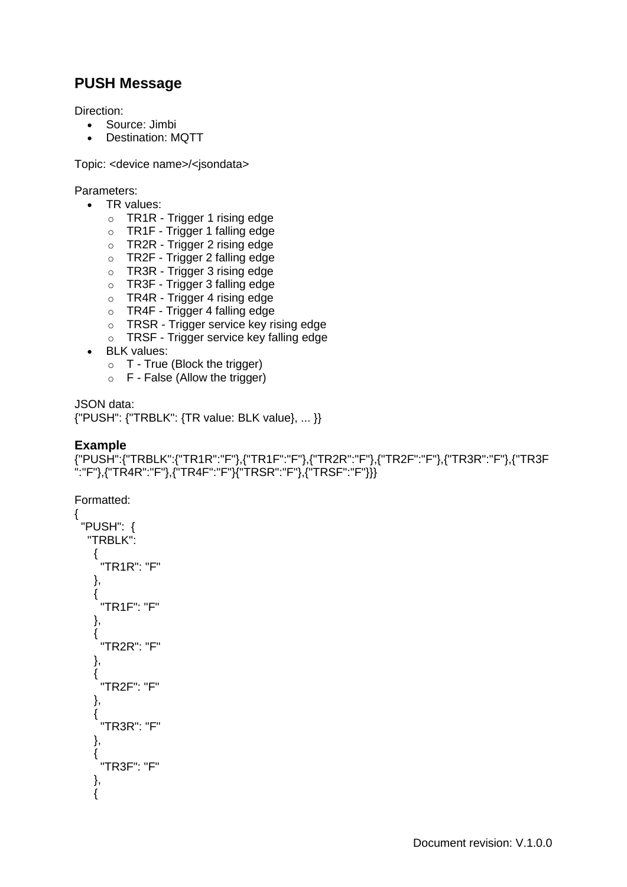## PUSH Message

Direction:

- Source: Jimbi
- Destination: MQTT

Topic: <device name>/<jsondata>

Parameters:

- TR values:
  - TR1R - Trigger 1 rising edge
  - TR1F - Trigger 1 falling edge
  - TR2R - Trigger 2 rising edge
  - TR2F - Trigger 2 falling edge
  - TR3R - Trigger 3 rising edge
  - TR3F - Trigger 3 falling edge
  - TR4R - Trigger 4 rising edge
  - TR4F - Trigger 4 falling edge
  - TRSR - Trigger service key rising edge
  - TRSF - Trigger service key falling edge
- BLK values:
  - T - True (Block the trigger)
  - F - False (Allow the trigger)

JSON data:
{"PUSH": {"TRBLK": {TR value: BLK value}, ... }}

### Example

{"PUSH":{"TRBLK":{"TR1R":"F"},{"TR1F":"F"},{"TR2R":"F"},{"TR2F":"F"},{"TR3R":"F"},{"TR3F":"F"},{"TR4R":"F"},{"TR4F":"F"}{"TRSR":"F"},{"TRSF":"F"}}}

Formatted:

```
{
  "PUSH":  {
   "TRBLK":
    {
      "TR1R": "F"
    },
    {
      "TR1F": "F"
    },
    {
      "TR2R": "F"
    },
    {
      "TR2F": "F"
    },
    {
      "TR3R": "F"
    },
    {
      "TR3F": "F"
    },
    {
```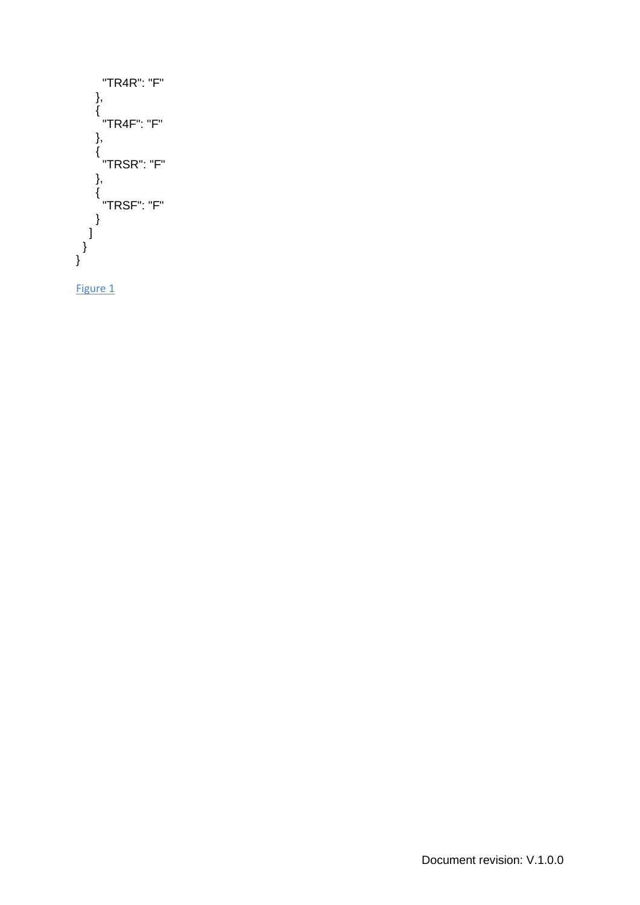```
        "TR4R": "F"
      },
      {
        "TR4F": "F"
      },
      {
        "TRSR": "F"
      },
      {
        "TRSF": "F"
      }
    ]
  }
}
```

Figure 1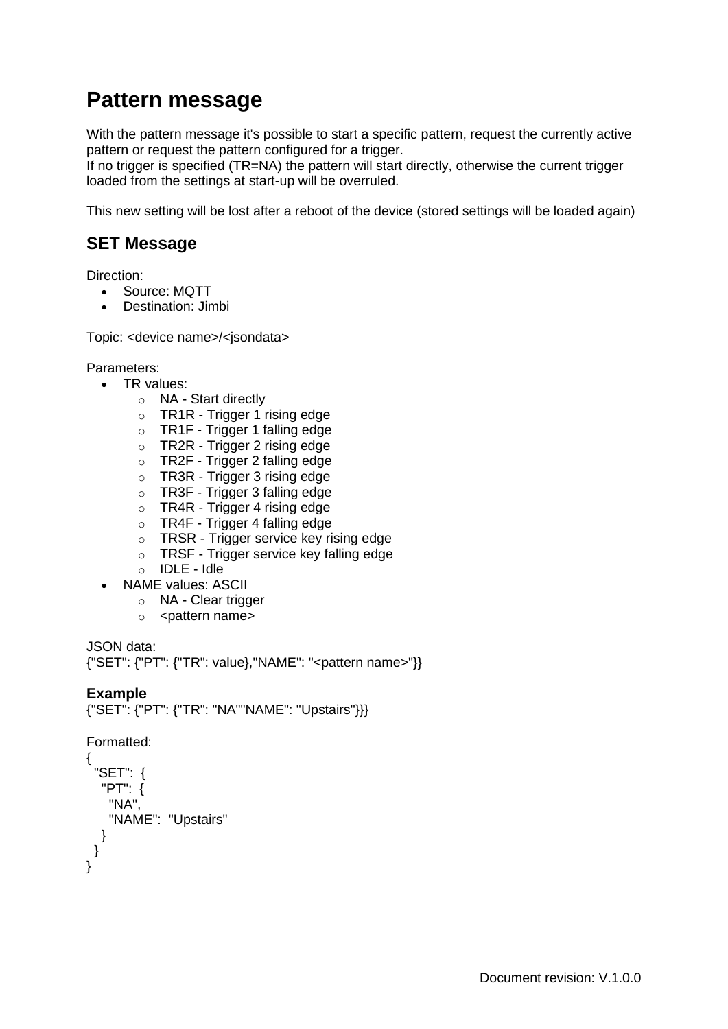# Pattern message

With the pattern message it's possible to start a specific pattern, request the currently active pattern or request the pattern configured for a trigger.
If no trigger is specified (TR=NA) the pattern will start directly, otherwise the current trigger loaded from the settings at start-up will be overruled.

This new setting will be lost after a reboot of the device (stored settings will be loaded again)

## SET Message

Direction:

- Source: MQTT
- Destination: Jimbi

Topic: <device name>/<jsondata>

Parameters:

- TR values:
  - NA - Start directly
  - TR1R - Trigger 1 rising edge
  - TR1F - Trigger 1 falling edge
  - TR2R - Trigger 2 rising edge
  - TR2F - Trigger 2 falling edge
  - TR3R - Trigger 3 rising edge
  - TR3F - Trigger 3 falling edge
  - TR4R - Trigger 4 rising edge
  - TR4F - Trigger 4 falling edge
  - TRSR - Trigger service key rising edge
  - TRSF - Trigger service key falling edge
  - IDLE - Idle
- NAME values: ASCII
  - NA - Clear trigger
  - <pattern name>

JSON data:
{"SET": {"PT": {"TR": value},"NAME": "<pattern name>"}}

### Example

{"SET": {"PT": {"TR": "NA""NAME": "Upstairs"}}}

Formatted:

```
{
  "SET":  {
    "PT":  {
      "NA",
      "NAME":  "Upstairs"
    }
  }
}
```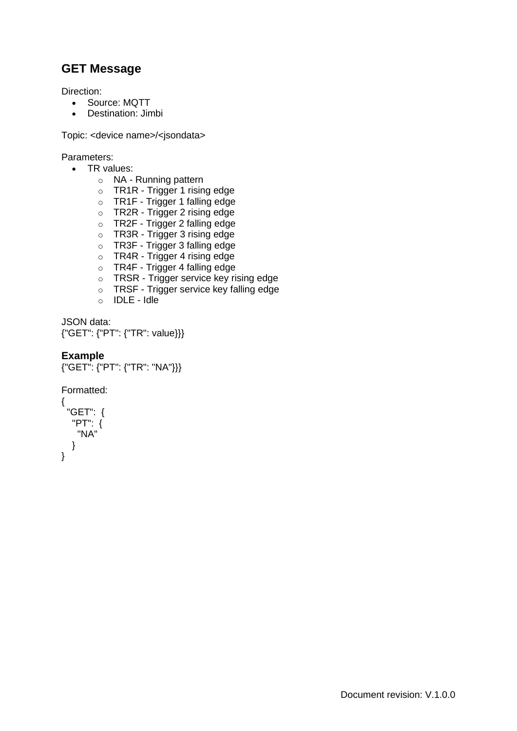## GET Message

Direction:

- Source: MQTT
- Destination: Jimbi

Topic: <device name>/<jsondata>

Parameters:

- TR values:
  - NA - Running pattern
  - TR1R - Trigger 1 rising edge
  - TR1F - Trigger 1 falling edge
  - TR2R - Trigger 2 rising edge
  - TR2F - Trigger 2 falling edge
  - TR3R - Trigger 3 rising edge
  - TR3F - Trigger 3 falling edge
  - TR4R - Trigger 4 rising edge
  - TR4F - Trigger 4 falling edge
  - TRSR - Trigger service key rising edge
  - TRSF - Trigger service key falling edge
  - IDLE - Idle

JSON data:
{"GET": {"PT": {"TR": value}}}

### Example

{"GET": {"PT": {"TR": "NA"}}}

Formatted:

```
{
  "GET":  {
    "PT":  {
      "NA"
    }
}
```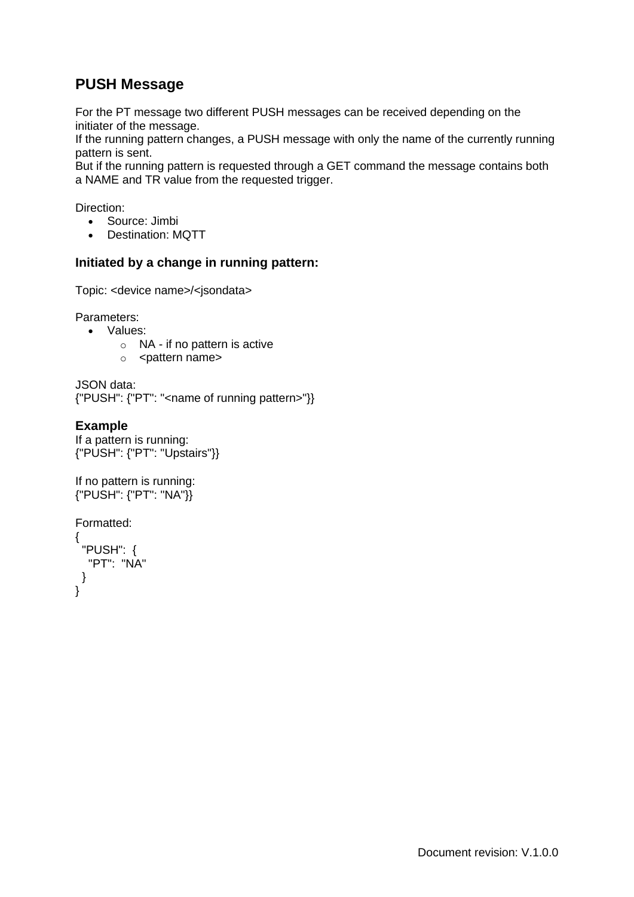## PUSH Message

For the PT message two different PUSH messages can be received depending on the initiater of the message.
If the running pattern changes, a PUSH message with only the name of the currently running pattern is sent.
But if the running pattern is requested through a GET command the message contains both a NAME and TR value from the requested trigger.

Direction:

- Source: Jimbi
- Destination: MQTT

### Initiated by a change in running pattern:

Topic: <device name>/<jsondata>

Parameters:

- Values:
  - NA - if no pattern is active
  - <pattern name>

JSON data:
{"PUSH": {"PT": "<name of running pattern>"}}

### Example

If a pattern is running:
{"PUSH": {"PT": "Upstairs"}}

If no pattern is running:
{"PUSH": {"PT": "NA"}}

Formatted:

```
{
  "PUSH":  {
    "PT":  "NA"
  }
}
```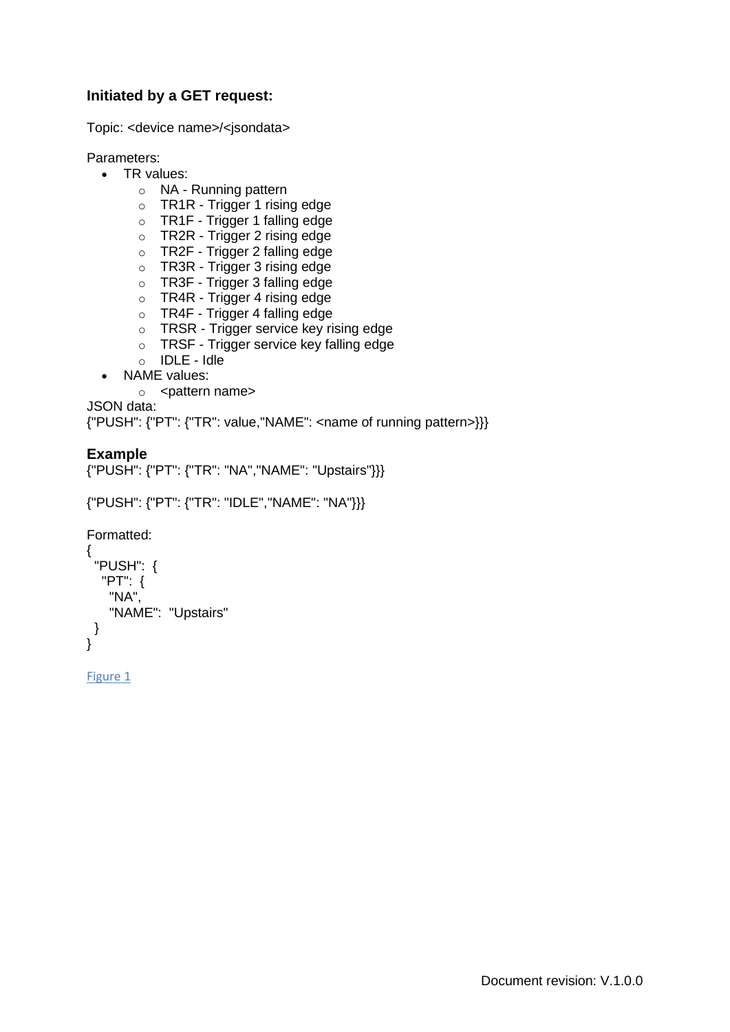### Initiated by a GET request:

Topic: <device name>/<jsondata>

Parameters:

- TR values:
  - NA - Running pattern
  - TR1R - Trigger 1 rising edge
  - TR1F - Trigger 1 falling edge
  - TR2R - Trigger 2 rising edge
  - TR2F - Trigger 2 falling edge
  - TR3R - Trigger 3 rising edge
  - TR3F - Trigger 3 falling edge
  - TR4R - Trigger 4 rising edge
  - TR4F - Trigger 4 falling edge
  - TRSR - Trigger service key rising edge
  - TRSF - Trigger service key falling edge
  - IDLE - Idle
- NAME values:
  - <pattern name>

JSON data:
{"PUSH": {"PT": {"TR": value,"NAME": <name of running pattern>}}}

### Example

{"PUSH": {"PT": {"TR": "NA","NAME": "Upstairs"}}}

{"PUSH": {"PT": {"TR": "IDLE","NAME": "NA"}}}

Formatted:

```
{
 "PUSH":  {
  "PT":  {
   "NA",
   "NAME":  "Upstairs"
 }
}
```

Figure 1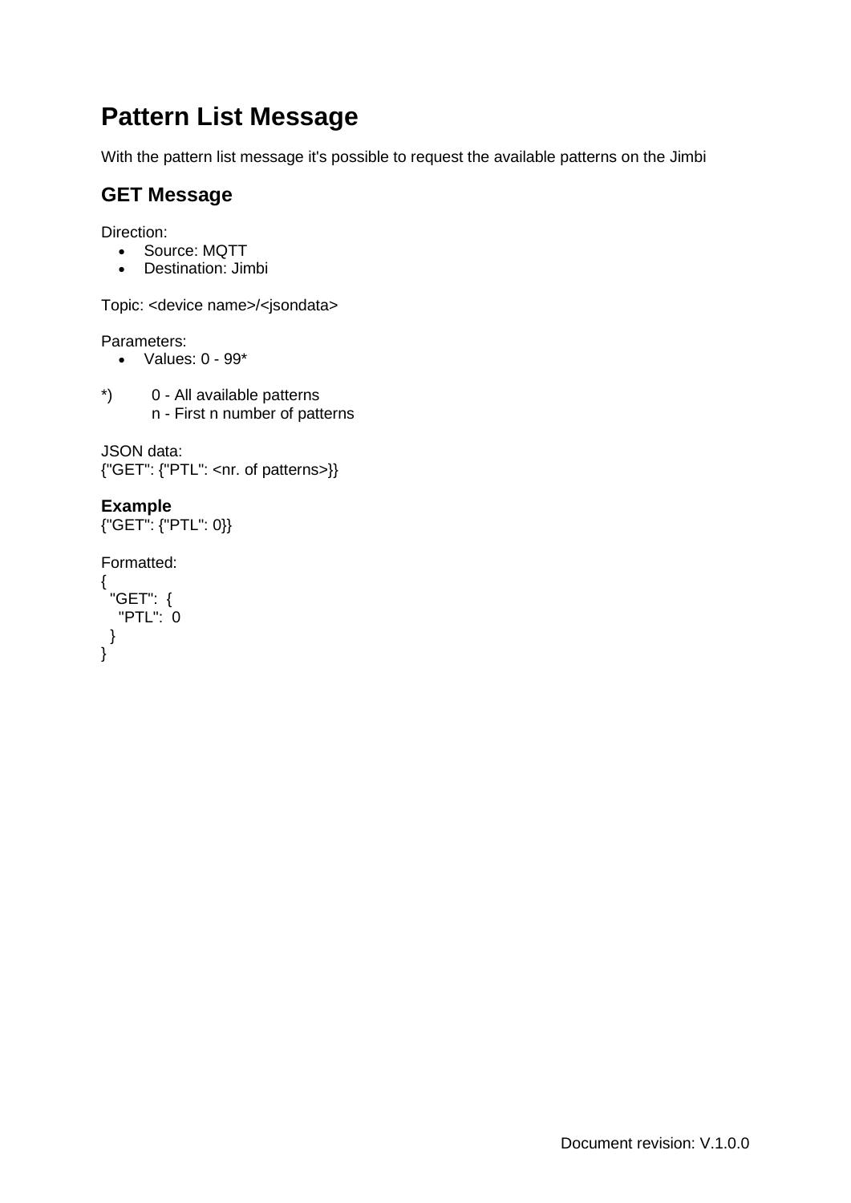# Pattern List Message

With the pattern list message it's possible to request the available patterns on the Jimbi

## GET Message

Direction:

- Source: MQTT
- Destination: Jimbi

Topic: <device name>/<jsondata>

Parameters:

- Values: 0 - 99*

*) 0 - All available patterns
n - First n number of patterns

JSON data:
{"GET": {"PTL": <nr. of patterns>}}

### Example

{"GET": {"PTL": 0}}

Formatted:

```
{
  "GET": {
    "PTL": 0
  }
}
```

Document revision: V.1.0.0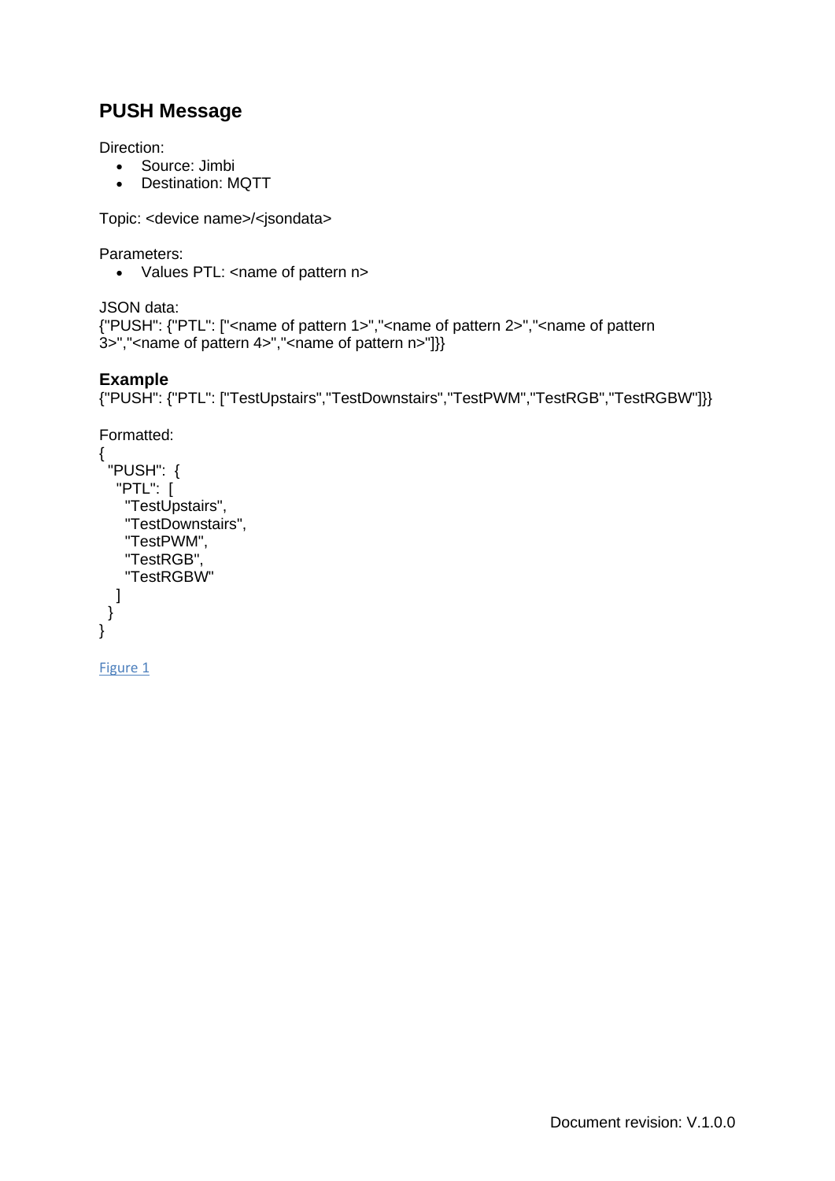## PUSH Message

Direction:

- Source: Jimbi
- Destination: MQTT

Topic: <device name>/<jsondata>

Parameters:

- Values PTL: <name of pattern n>

JSON data:
{"PUSH": {"PTL": ["<name of pattern 1>","<name of pattern 2>","<name of pattern 3>","<name of pattern 4>","<name of pattern n>"]}}

### Example

{"PUSH": {"PTL": ["TestUpstairs","TestDownstairs","TestPWM","TestRGB","TestRGBW"]}}

Formatted:

```
{
  "PUSH":  {
    "PTL":  [
      "TestUpstairs",
      "TestDownstairs",
      "TestPWM",
      "TestRGB",
      "TestRGBW"
    ]
  }
}
```

Figure 1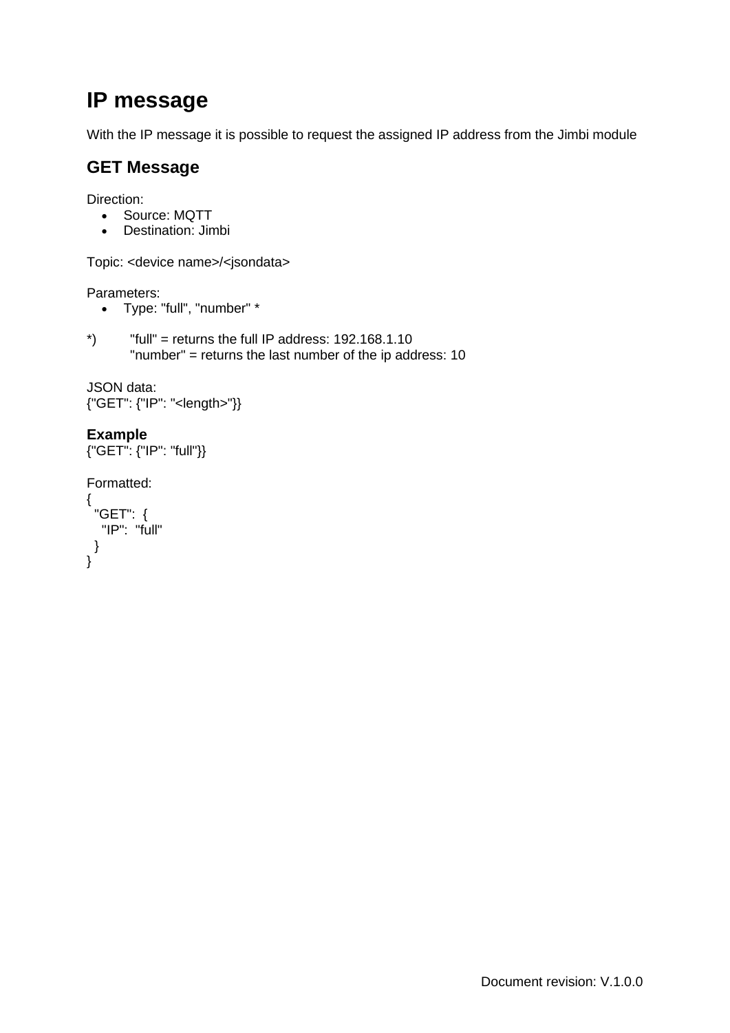# IP message

With the IP message it is possible to request the assigned IP address from the Jimbi module

## GET Message

Direction:

- Source: MQTT
- Destination: Jimbi

Topic: <device name>/<jsondata>

Parameters:

- Type: "full", "number" *

*) "full" = returns the full IP address: 192.168.1.10
"number" = returns the last number of the ip address: 10

JSON data:
{"GET": {"IP": "<length>"}}

### Example

{"GET": {"IP": "full"}}

Formatted:

```
{
  "GET":  {
    "IP":  "full"
  }
}
```

Document revision: V.1.0.0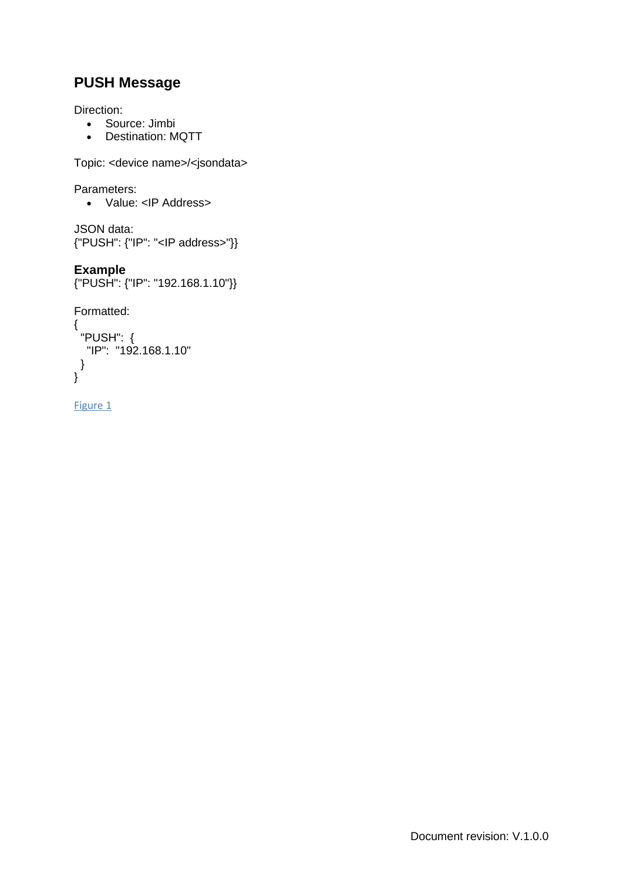## PUSH Message

Direction:

- Source: Jimbi
- Destination: MQTT

Topic: <device name>/<jsondata>

Parameters:

- Value: <IP Address>

JSON data:
{"PUSH": {"IP": "<IP address>"}}

### Example

{"PUSH": {"IP": "192.168.1.10"}}

Formatted:

```
{
  "PUSH":  {
    "IP":  "192.168.1.10"
  }
}
```

Figure 1